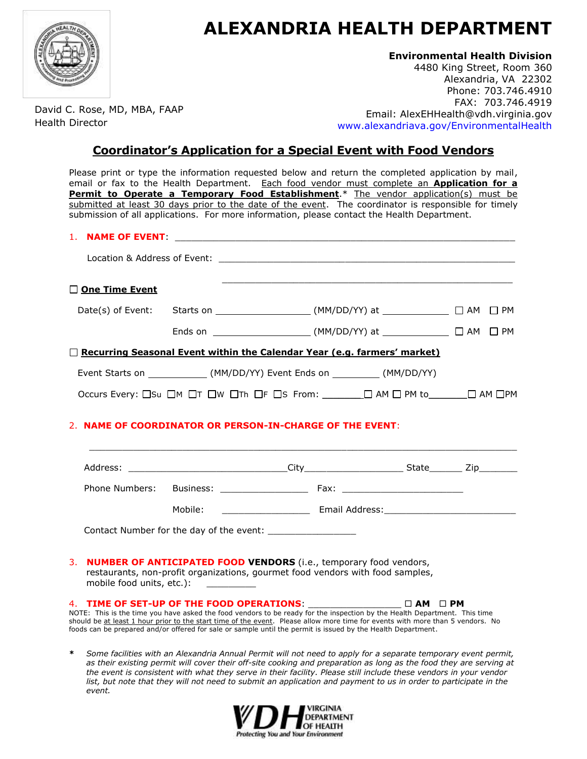# ALEXANDRIA HEALTH DEPARTMENT

David C. Rose, MD, MBA, FAAP
Health Director

**Environmental Health Division**
4480 King Street, Room 360
Alexandria, VA 22302
Phone: 703.746.4910
FAX: 703.746.4919
Email: AlexEHHealth@vdh.virginia.gov
www.alexandriava.gov/EnvironmentalHealth

## Coordinator's Application for a Special Event with Food Vendors

Please print or type the information requested below and return the completed application by mail, email or fax to the Health Department. Each food vendor must complete an **Application for a Permit to Operate a Temporary Food Establishment**.* The vendor application(s) must be submitted at least 30 days prior to the date of the event. The coordinator is responsible for timely submission of all applications. For more information, please contact the Health Department.

1. **NAME OF EVENT**: ____________________________________________

   Location & Address of Event: ____________________________________________

   ____________________________________________

☐ **One Time Event**

Date(s) of Event: Starts on ______________ (MM/DD/YY) at __________ ☐ AM ☐ PM

Ends on ______________ (MM/DD/YY) at __________ ☐ AM ☐ PM

☐ **Recurring Seasonal Event within the Calendar Year (e.g. farmers' market)**

Event Starts on __________ (MM/DD/YY) Event Ends on ________ (MM/DD/YY)

Occurs Every: ☐Su ☐M ☐T ☐W ☐Th ☐F ☐S From: _______☐ AM ☐ PM to_______☐ AM ☐PM

2. **NAME OF COORDINATOR OR PERSON-IN-CHARGE OF THE EVENT**:

   ____________________________________________

   Address: __________________________City________________ State______ Zip_______

   Phone Numbers: Business: ______________ Fax: ____________________

   Mobile: ______________ Email Address:____________________

   Contact Number for the day of the event: ______________

3. **NUMBER OF ANTICIPATED FOOD VENDORS** (i.e., temporary food vendors, restaurants, non-profit organizations, gourmet food vendors with food samples, mobile food units, etc.): ________

4. **TIME OF SET-UP OF THE FOOD OPERATIONS**: _______________ ☐ **AM** ☐ **PM**

NOTE: This is the time you have asked the food vendors to be ready for the inspection by the Health Department. This time should be at least 1 hour prior to the start time of the event. Please allow more time for events with more than 5 vendors. No foods can be prepared and/or offered for sale or sample until the permit is issued by the Health Department.

\* *Some facilities with an Alexandria Annual Permit will not need to apply for a separate temporary event permit, as their existing permit will cover their off-site cooking and preparation as long as the food they are serving at the event is consistent with what they serve in their facility. Please still include these vendors in your vendor list, but note that they will not need to submit an application and payment to us in order to participate in the event.*

VDH VIRGINIA DEPARTMENT OF HEALTH
*Protecting You and Your Environment*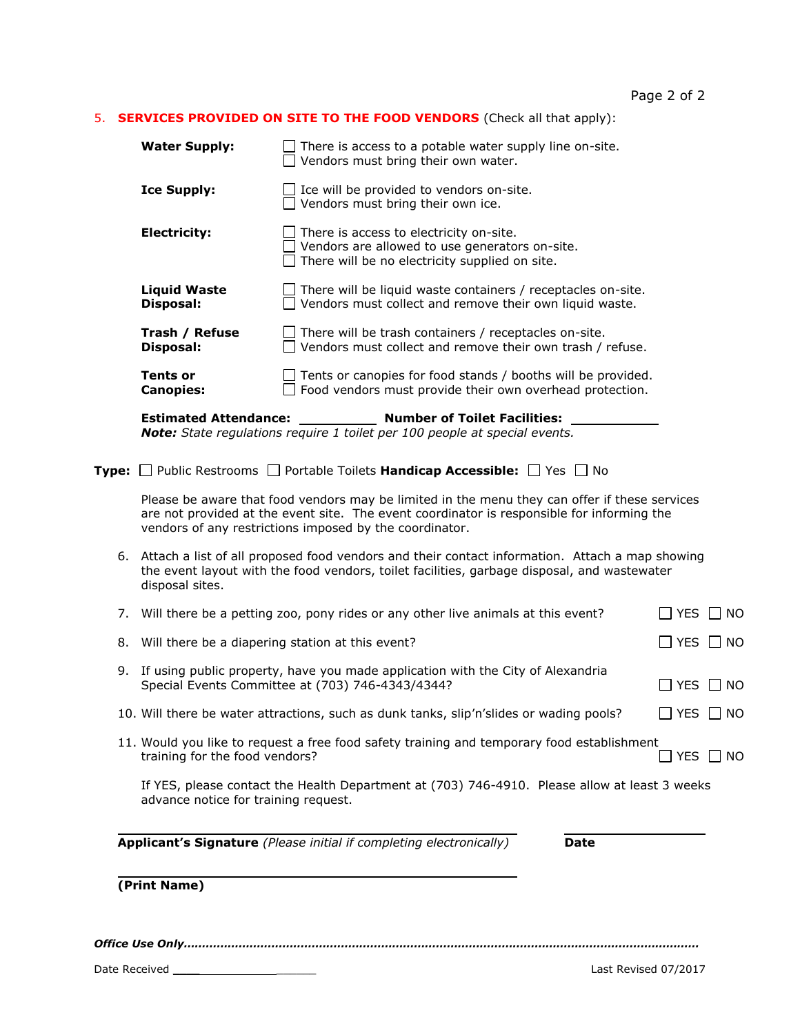5. **SERVICES PROVIDED ON SITE TO THE FOOD VENDORS** (Check all that apply):

**Water Supply:**
- ☐ There is access to a potable water supply line on-site.
- ☐ Vendors must bring their own water.

**Ice Supply:**
- ☐ Ice will be provided to vendors on-site.
- ☐ Vendors must bring their own ice.

**Electricity:**
- ☐ There is access to electricity on-site.
- ☐ Vendors are allowed to use generators on-site.
- ☐ There will be no electricity supplied on site.

**Liquid Waste Disposal:**
- ☐ There will be liquid waste containers / receptacles on-site.
- ☐ Vendors must collect and remove their own liquid waste.

**Trash / Refuse Disposal:**
- ☐ There will be trash containers / receptacles on-site.
- ☐ Vendors must collect and remove their own trash / refuse.

**Tents or Canopies:**
- ☐ Tents or canopies for food stands / booths will be provided.
- ☐ Food vendors must provide their own overhead protection.

**Estimated Attendance:** __________ **Number of Toilet Facilities:** __________

***Note:*** *State regulations require 1 toilet per 100 people at special events.*

**Type:** ☐ Public Restrooms ☐ Portable Toilets **Handicap Accessible:** ☐ Yes ☐ No

Please be aware that food vendors may be limited in the menu they can offer if these services are not provided at the event site. The event coordinator is responsible for informing the vendors of any restrictions imposed by the coordinator.

6. Attach a list of all proposed food vendors and their contact information. Attach a map showing the event layout with the food vendors, toilet facilities, garbage disposal, and wastewater disposal sites.

7. Will there be a petting zoo, pony rides or any other live animals at this event? ☐ YES ☐ NO

8. Will there be a diapering station at this event? ☐ YES ☐ NO

9. If using public property, have you made application with the City of Alexandria Special Events Committee at (703) 746-4343/4344? ☐ YES ☐ NO

10. Will there be water attractions, such as dunk tanks, slip'n'slides or wading pools? ☐ YES ☐ NO

11. Would you like to request a free food safety training and temporary food establishment training for the food vendors? ☐ YES ☐ NO

If YES, please contact the Health Department at (703) 746-4910. Please allow at least 3 weeks advance notice for training request.

______________________________ ______________

**Applicant's Signature** *(Please initial if completing electronically)* **Date**

______________________________

**(Print Name)**

***Office Use Only...........................................................................................................................***

Date Received ______________

Last Revised 07/2017